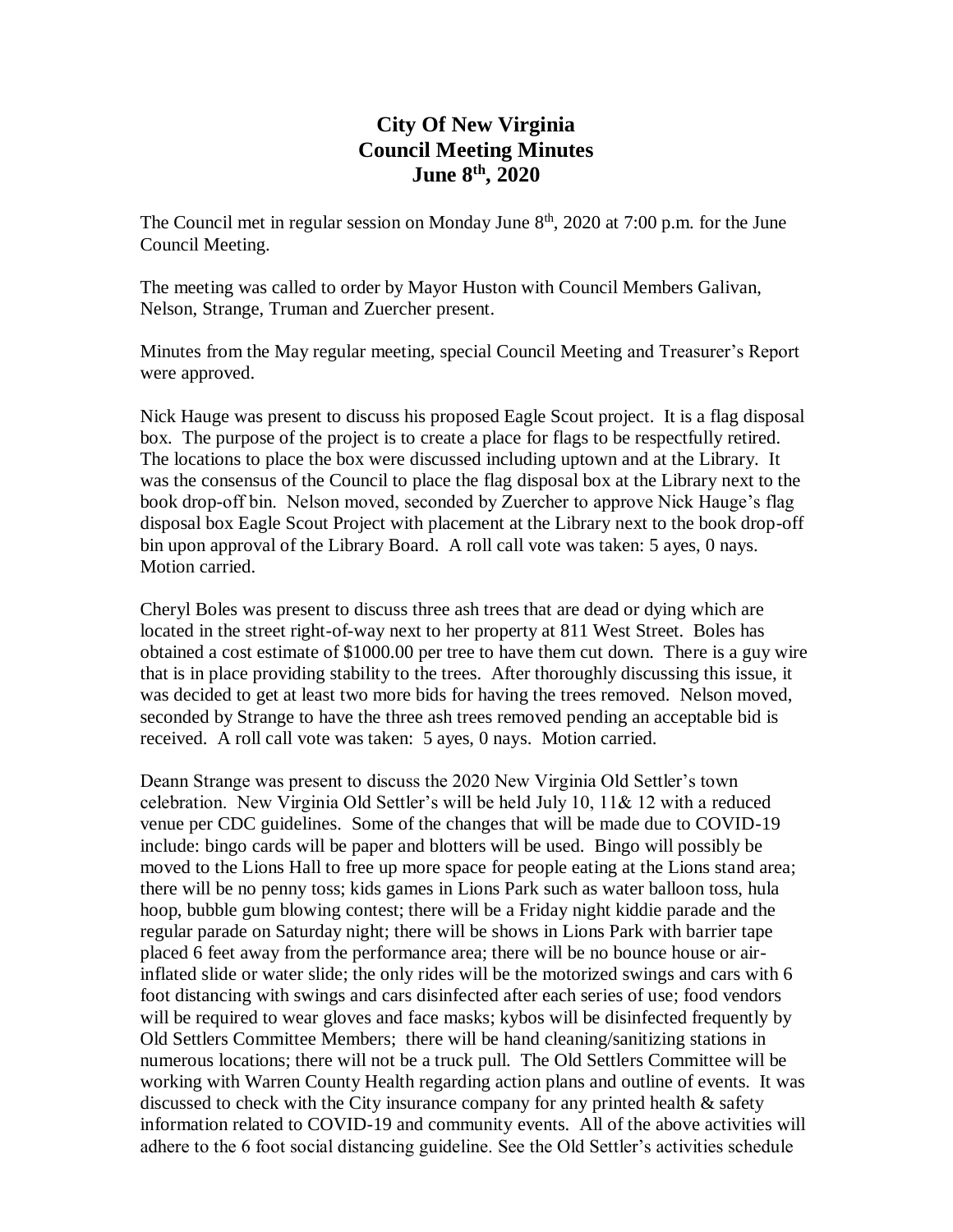# City Of New Virginia
# Council Meeting Minutes
# June 8th, 2020

The Council met in regular session on Monday June 8th, 2020 at 7:00 p.m. for the June Council Meeting.

The meeting was called to order by Mayor Huston with Council Members Galivan, Nelson, Strange, Truman and Zuercher present.

Minutes from the May regular meeting, special Council Meeting and Treasurer's Report were approved.

Nick Hauge was present to discuss his proposed Eagle Scout project. It is a flag disposal box. The purpose of the project is to create a place for flags to be respectfully retired. The locations to place the box were discussed including uptown and at the Library. It was the consensus of the Council to place the flag disposal box at the Library next to the book drop-off bin. Nelson moved, seconded by Zuercher to approve Nick Hauge's flag disposal box Eagle Scout Project with placement at the Library next to the book drop-off bin upon approval of the Library Board. A roll call vote was taken: 5 ayes, 0 nays. Motion carried.

Cheryl Boles was present to discuss three ash trees that are dead or dying which are located in the street right-of-way next to her property at 811 West Street. Boles has obtained a cost estimate of $1000.00 per tree to have them cut down. There is a guy wire that is in place providing stability to the trees. After thoroughly discussing this issue, it was decided to get at least two more bids for having the trees removed. Nelson moved, seconded by Strange to have the three ash trees removed pending an acceptable bid is received. A roll call vote was taken: 5 ayes, 0 nays. Motion carried.

Deann Strange was present to discuss the 2020 New Virginia Old Settler's town celebration. New Virginia Old Settler's will be held July 10, 11& 12 with a reduced venue per CDC guidelines. Some of the changes that will be made due to COVID-19 include: bingo cards will be paper and blotters will be used. Bingo will possibly be moved to the Lions Hall to free up more space for people eating at the Lions stand area; there will be no penny toss; kids games in Lions Park such as water balloon toss, hula hoop, bubble gum blowing contest; there will be a Friday night kiddie parade and the regular parade on Saturday night; there will be shows in Lions Park with barrier tape placed 6 feet away from the performance area; there will be no bounce house or air-inflated slide or water slide; the only rides will be the motorized swings and cars with 6 foot distancing with swings and cars disinfected after each series of use; food vendors will be required to wear gloves and face masks; kybos will be disinfected frequently by Old Settlers Committee Members; there will be hand cleaning/sanitizing stations in numerous locations; there will not be a truck pull. The Old Settlers Committee will be working with Warren County Health regarding action plans and outline of events. It was discussed to check with the City insurance company for any printed health & safety information related to COVID-19 and community events. All of the above activities will adhere to the 6 foot social distancing guideline. See the Old Settler's activities schedule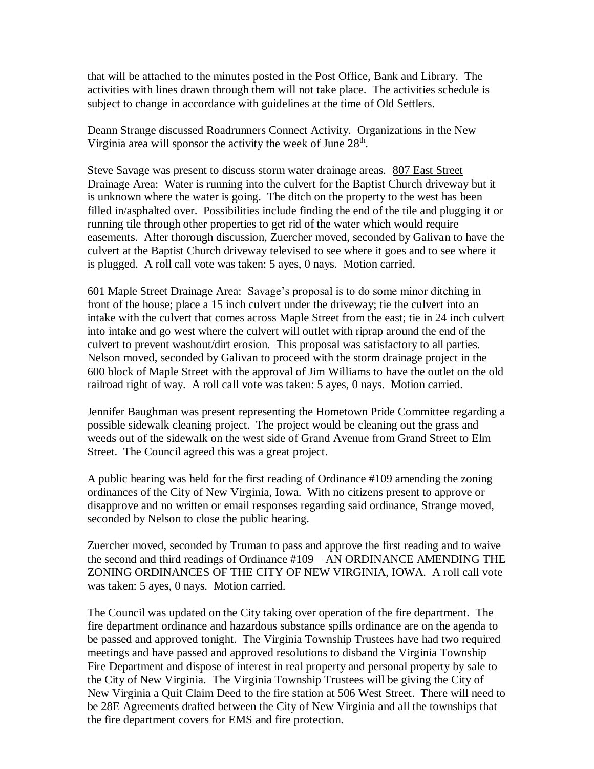that will be attached to the minutes posted in the Post Office, Bank and Library. The activities with lines drawn through them will not take place. The activities schedule is subject to change in accordance with guidelines at the time of Old Settlers.

Deann Strange discussed Roadrunners Connect Activity. Organizations in the New Virginia area will sponsor the activity the week of June 28th.

Steve Savage was present to discuss storm water drainage areas. <u>807 East Street Drainage Area:</u> Water is running into the culvert for the Baptist Church driveway but it is unknown where the water is going. The ditch on the property to the west has been filled in/asphalted over. Possibilities include finding the end of the tile and plugging it or running tile through other properties to get rid of the water which would require easements. After thorough discussion, Zuercher moved, seconded by Galivan to have the culvert at the Baptist Church driveway televised to see where it goes and to see where it is plugged. A roll call vote was taken: 5 ayes, 0 nays. Motion carried.

<u>601 Maple Street Drainage Area:</u> Savage's proposal is to do some minor ditching in front of the house; place a 15 inch culvert under the driveway; tie the culvert into an intake with the culvert that comes across Maple Street from the east; tie in 24 inch culvert into intake and go west where the culvert will outlet with riprap around the end of the culvert to prevent washout/dirt erosion. This proposal was satisfactory to all parties. Nelson moved, seconded by Galivan to proceed with the storm drainage project in the 600 block of Maple Street with the approval of Jim Williams to have the outlet on the old railroad right of way. A roll call vote was taken: 5 ayes, 0 nays. Motion carried.

Jennifer Baughman was present representing the Hometown Pride Committee regarding a possible sidewalk cleaning project. The project would be cleaning out the grass and weeds out of the sidewalk on the west side of Grand Avenue from Grand Street to Elm Street. The Council agreed this was a great project.

A public hearing was held for the first reading of Ordinance #109 amending the zoning ordinances of the City of New Virginia, Iowa. With no citizens present to approve or disapprove and no written or email responses regarding said ordinance, Strange moved, seconded by Nelson to close the public hearing.

Zuercher moved, seconded by Truman to pass and approve the first reading and to waive the second and third readings of Ordinance #109 – AN ORDINANCE AMENDING THE ZONING ORDINANCES OF THE CITY OF NEW VIRGINIA, IOWA. A roll call vote was taken: 5 ayes, 0 nays. Motion carried.

The Council was updated on the City taking over operation of the fire department. The fire department ordinance and hazardous substance spills ordinance are on the agenda to be passed and approved tonight. The Virginia Township Trustees have had two required meetings and have passed and approved resolutions to disband the Virginia Township Fire Department and dispose of interest in real property and personal property by sale to the City of New Virginia. The Virginia Township Trustees will be giving the City of New Virginia a Quit Claim Deed to the fire station at 506 West Street. There will need to be 28E Agreements drafted between the City of New Virginia and all the townships that the fire department covers for EMS and fire protection.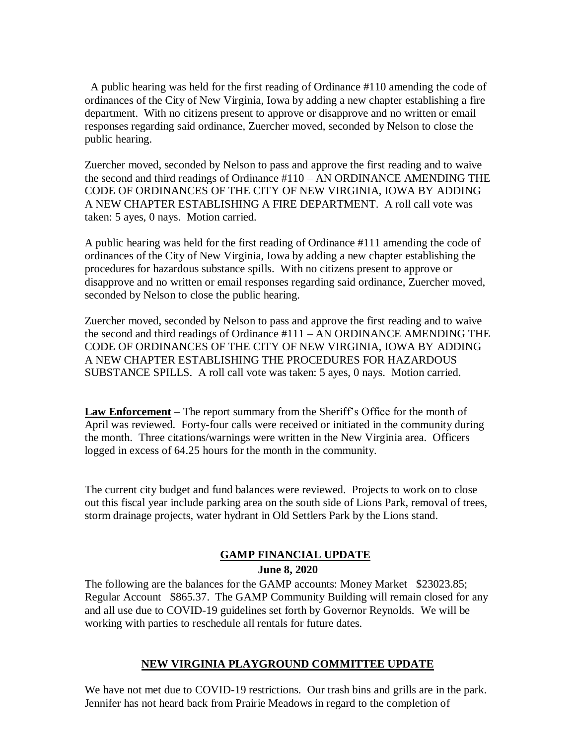A public hearing was held for the first reading of Ordinance #110 amending the code of ordinances of the City of New Virginia, Iowa by adding a new chapter establishing a fire department. With no citizens present to approve or disapprove and no written or email responses regarding said ordinance, Zuercher moved, seconded by Nelson to close the public hearing.

Zuercher moved, seconded by Nelson to pass and approve the first reading and to waive the second and third readings of Ordinance #110 – AN ORDINANCE AMENDING THE CODE OF ORDINANCES OF THE CITY OF NEW VIRGINIA, IOWA BY ADDING A NEW CHAPTER ESTABLISHING A FIRE DEPARTMENT. A roll call vote was taken: 5 ayes, 0 nays. Motion carried.

A public hearing was held for the first reading of Ordinance #111 amending the code of ordinances of the City of New Virginia, Iowa by adding a new chapter establishing the procedures for hazardous substance spills. With no citizens present to approve or disapprove and no written or email responses regarding said ordinance, Zuercher moved, seconded by Nelson to close the public hearing.

Zuercher moved, seconded by Nelson to pass and approve the first reading and to waive the second and third readings of Ordinance #111 – AN ORDINANCE AMENDING THE CODE OF ORDINANCES OF THE CITY OF NEW VIRGINIA, IOWA BY ADDING A NEW CHAPTER ESTABLISHING THE PROCEDURES FOR HAZARDOUS SUBSTANCE SPILLS. A roll call vote was taken: 5 ayes, 0 nays. Motion carried.

**Law Enforcement** – The report summary from the Sheriff's Office for the month of April was reviewed. Forty-four calls were received or initiated in the community during the month. Three citations/warnings were written in the New Virginia area. Officers logged in excess of 64.25 hours for the month in the community.

The current city budget and fund balances were reviewed. Projects to work on to close out this fiscal year include parking area on the south side of Lions Park, removal of trees, storm drainage projects, water hydrant in Old Settlers Park by the Lions stand.

## GAMP FINANCIAL UPDATE

**June 8, 2020**

The following are the balances for the GAMP accounts: Money Market $23023.85; Regular Account $865.37. The GAMP Community Building will remain closed for any and all use due to COVID-19 guidelines set forth by Governor Reynolds. We will be working with parties to reschedule all rentals for future dates.

## NEW VIRGINIA PLAYGROUND COMMITTEE UPDATE

We have not met due to COVID-19 restrictions. Our trash bins and grills are in the park. Jennifer has not heard back from Prairie Meadows in regard to the completion of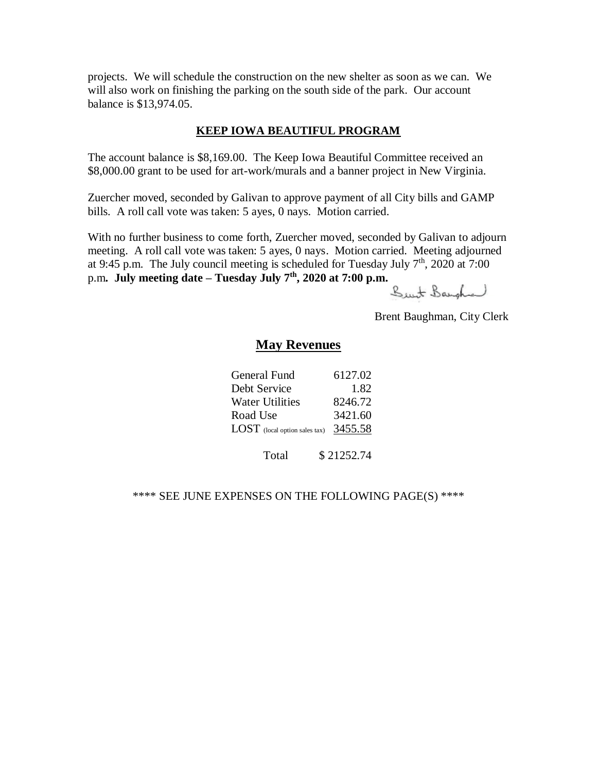projects. We will schedule the construction on the new shelter as soon as we can. We will also work on finishing the parking on the south side of the park. Our account balance is $13,974.05.

## KEEP IOWA BEAUTIFUL PROGRAM

The account balance is $8,169.00. The Keep Iowa Beautiful Committee received an $8,000.00 grant to be used for art-work/murals and a banner project in New Virginia.

Zuercher moved, seconded by Galivan to approve payment of all City bills and GAMP bills. A roll call vote was taken: 5 ayes, 0 nays. Motion carried.

With no further business to come forth, Zuercher moved, seconded by Galivan to adjourn meeting. A roll call vote was taken: 5 ayes, 0 nays. Motion carried. Meeting adjourned at 9:45 p.m. The July council meeting is scheduled for Tuesday July 7th, 2020 at 7:00 p.m**. July meeting date – Tuesday July 7th, 2020 at 7:00 p.m.**

Brent Baughman, City Clerk

## May Revenues

| | |
|---|---|
| General Fund | 6127.02 |
| Debt Service | 1.82 |
| Water Utilities | 8246.72 |
| Road Use | 3421.60 |
| LOST (local option sales tax) | 3455.58 |
| Total | $ 21252.74 |

**** SEE JUNE EXPENSES ON THE FOLLOWING PAGE(S) ****